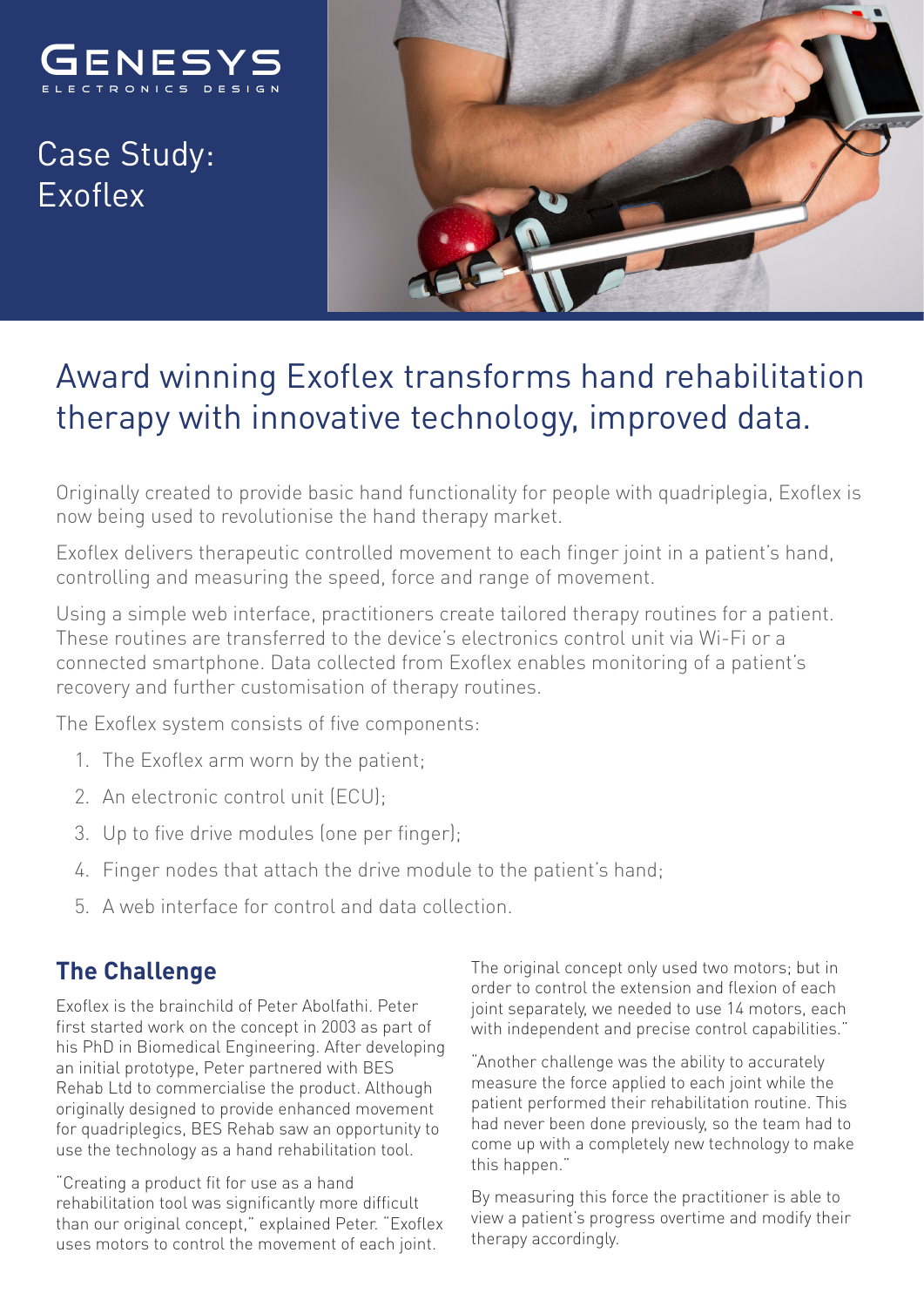GENESYS
ELECTRONICS DESIGN

# Case Study: Exoflex

## Award winning Exoflex transforms hand rehabilitation therapy with innovative technology, improved data.

Originally created to provide basic hand functionality for people with quadriplegia, Exoflex is now being used to revolutionise the hand therapy market.

Exoflex delivers therapeutic controlled movement to each finger joint in a patient's hand, controlling and measuring the speed, force and range of movement.

Using a simple web interface, practitioners create tailored therapy routines for a patient. These routines are transferred to the device's electronics control unit via Wi-Fi or a connected smartphone. Data collected from Exoflex enables monitoring of a patient's recovery and further customisation of therapy routines.

The Exoflex system consists of five components:

1. The Exoflex arm worn by the patient;
2. An electronic control unit (ECU);
3. Up to five drive modules (one per finger);
4. Finger nodes that attach the drive module to the patient's hand;
5. A web interface for control and data collection.

### The Challenge

Exoflex is the brainchild of Peter Abolfathi. Peter first started work on the concept in 2003 as part of his PhD in Biomedical Engineering. After developing an initial prototype, Peter partnered with BES Rehab Ltd to commercialise the product. Although originally designed to provide enhanced movement for quadriplegics, BES Rehab saw an opportunity to use the technology as a hand rehabilitation tool.

"Creating a product fit for use as a hand rehabilitation tool was significantly more difficult than our original concept," explained Peter. "Exoflex uses motors to control the movement of each joint. The original concept only used two motors; but in order to control the extension and flexion of each joint separately, we needed to use 14 motors, each with independent and precise control capabilities."

"Another challenge was the ability to accurately measure the force applied to each joint while the patient performed their rehabilitation routine. This had never been done previously, so the team had to come up with a completely new technology to make this happen."

By measuring this force the practitioner is able to view a patient's progress overtime and modify their therapy accordingly.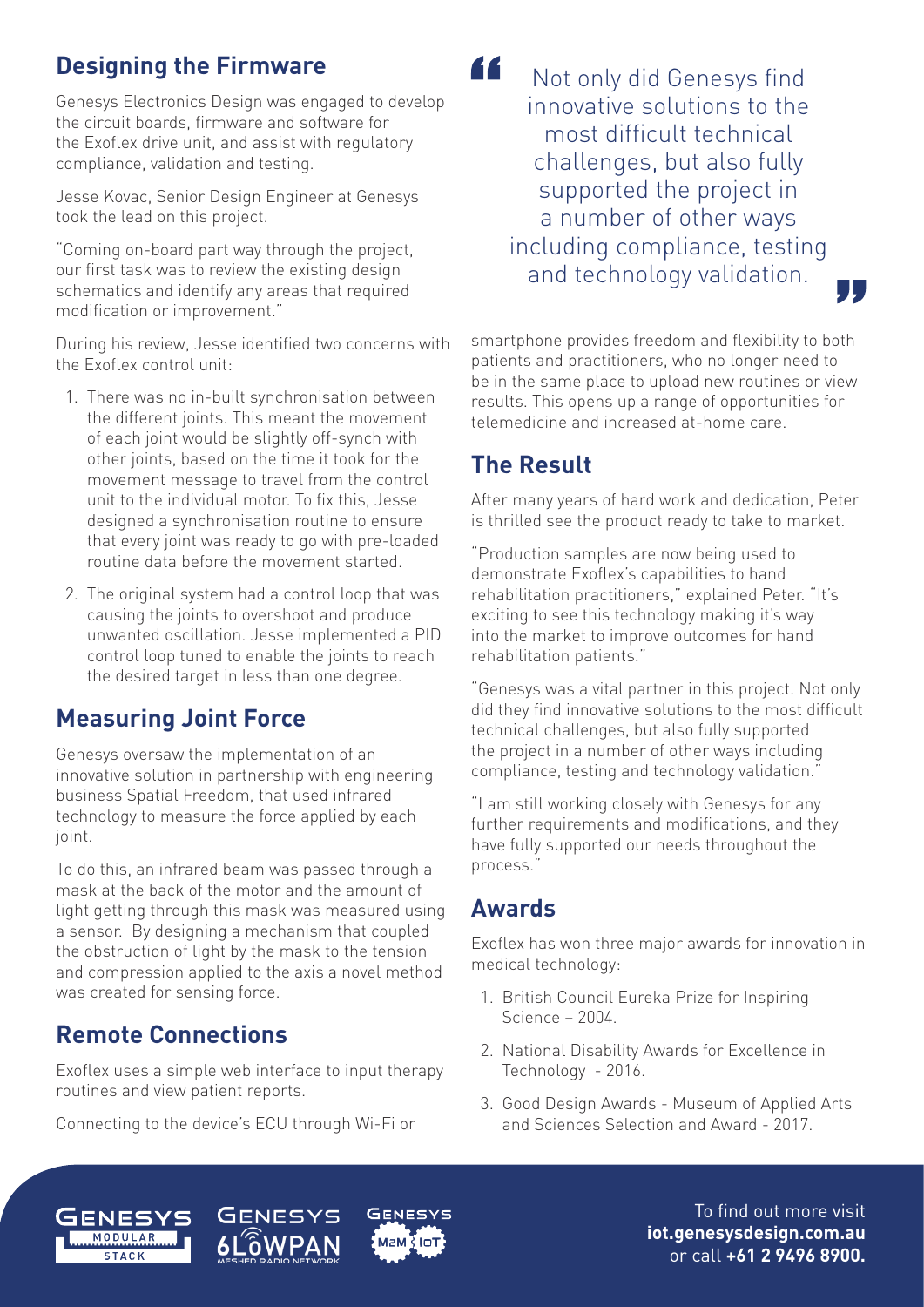## Designing the Firmware

Genesys Electronics Design was engaged to develop the circuit boards, firmware and software for the Exoflex drive unit, and assist with regulatory compliance, validation and testing.

Jesse Kovac, Senior Design Engineer at Genesys took the lead on this project.

"Coming on-board part way through the project, our first task was to review the existing design schematics and identify any areas that required modification or improvement."

During his review, Jesse identified two concerns with the Exoflex control unit:

1. There was no in-built synchronisation between the different joints. This meant the movement of each joint would be slightly off-synch with other joints, based on the time it took for the movement message to travel from the control unit to the individual motor. To fix this, Jesse designed a synchronisation routine to ensure that every joint was ready to go with pre-loaded routine data before the movement started.
2. The original system had a control loop that was causing the joints to overshoot and produce unwanted oscillation. Jesse implemented a PID control loop tuned to enable the joints to reach the desired target in less than one degree.

## Measuring Joint Force

Genesys oversaw the implementation of an innovative solution in partnership with engineering business Spatial Freedom, that used infrared technology to measure the force applied by each joint.

To do this, an infrared beam was passed through a mask at the back of the motor and the amount of light getting through this mask was measured using a sensor. By designing a mechanism that coupled the obstruction of light by the mask to the tension and compression applied to the axis a novel method was created for sensing force.

## Remote Connections

Exoflex uses a simple web interface to input therapy routines and view patient reports.

Connecting to the device's ECU through Wi-Fi or smartphone provides freedom and flexibility to both patients and practitioners, who no longer need to be in the same place to upload new routines or view results. This opens up a range of opportunities for telemedicine and increased at-home care.

> "Not only did Genesys find innovative solutions to the most difficult technical challenges, but also fully supported the project in a number of other ways including compliance, testing and technology validation."

## The Result

After many years of hard work and dedication, Peter is thrilled see the product ready to take to market.

"Production samples are now being used to demonstrate Exoflex's capabilities to hand rehabilitation practitioners," explained Peter. "It's exciting to see this technology making it's way into the market to improve outcomes for hand rehabilitation patients."

"Genesys was a vital partner in this project. Not only did they find innovative solutions to the most difficult technical challenges, but also fully supported the project in a number of other ways including compliance, testing and technology validation."

"I am still working closely with Genesys for any further requirements and modifications, and they have fully supported our needs throughout the process."

## Awards

Exoflex has won three major awards for innovation in medical technology:

1. British Council Eureka Prize for Inspiring Science – 2004.
2. National Disability Awards for Excellence in Technology - 2016.
3. Good Design Awards - Museum of Applied Arts and Sciences Selection and Award - 2017.

GENESYS MODULAR STACK

GENESYS 6LoWPAN MESHED RADIO NETWORK

GENESYS M2M IoT

To find out more visit **iot.genesysdesign.com.au** or call **+61 2 9496 8900.**